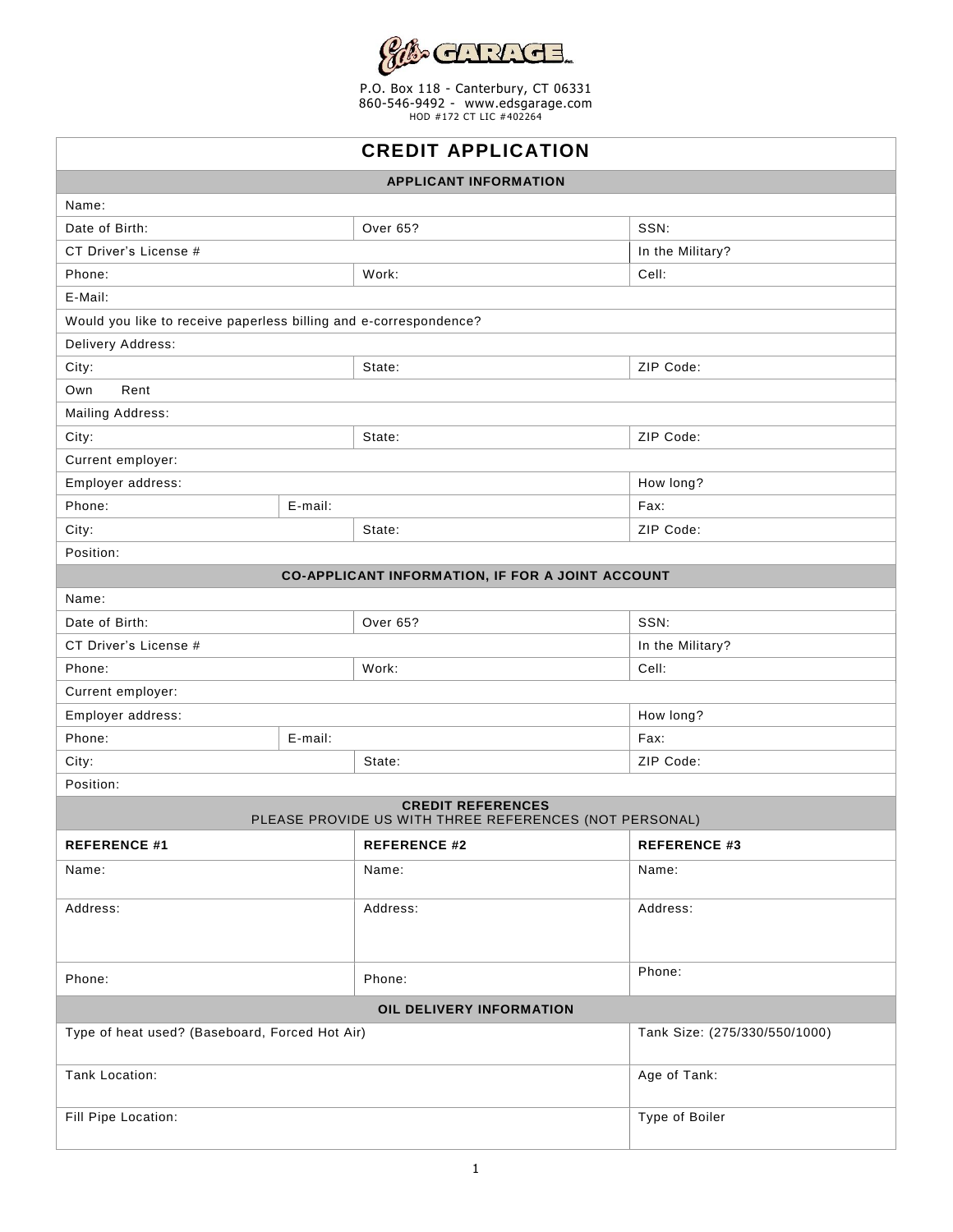Ed's GARAGE Inc.

P.O. Box 118 - Canterbury, CT 06331
860-546-9492 - www.edsgarage.com
HOD #172 CT LIC #402264

# CREDIT APPLICATION

## APPLICANT INFORMATION

| | | | |
|---|---|---|---|
| Name: | | | |
| Date of Birth: | | Over 65? | SSN: |
| CT Driver's License # | | | In the Military? |
| Phone: | | Work: | Cell: |
| E-Mail: | | | |
| Would you like to receive paperless billing and e-correspondence? | | | |
| Delivery Address: | | | |
| City: | | State: | ZIP Code: |
| Own Rent | | | |
| Mailing Address: | | | |
| City: | | State: | ZIP Code: |
| Current employer: | | | |
| Employer address: | | | How long? |
| Phone: | E-mail: | | Fax: |
| City: | | State: | ZIP Code: |
| Position: | | | |

## CO-APPLICANT INFORMATION, IF FOR A JOINT ACCOUNT

| | | | |
|---|---|---|---|
| Name: | | | |
| Date of Birth: | | Over 65? | SSN: |
| CT Driver's License # | | | In the Military? |
| Phone: | | Work: | Cell: |
| Current employer: | | | |
| Employer address: | | | How long? |
| Phone: | E-mail: | | Fax: |
| City: | | State: | ZIP Code: |
| Position: | | | |

## CREDIT REFERENCES

PLEASE PROVIDE US WITH THREE REFERENCES (NOT PERSONAL)

| REFERENCE #1 | REFERENCE #2 | REFERENCE #3 |
|---|---|---|
| Name: | Name: | Name: |
| Address: | Address: | Address: |
| Phone: | Phone: | Phone: |

## OIL DELIVERY INFORMATION

| | |
|---|---|
| Type of heat used? (Baseboard, Forced Hot Air) | Tank Size: (275/330/550/1000) |
| Tank Location: | Age of Tank: |
| Fill Pipe Location: | Type of Boiler |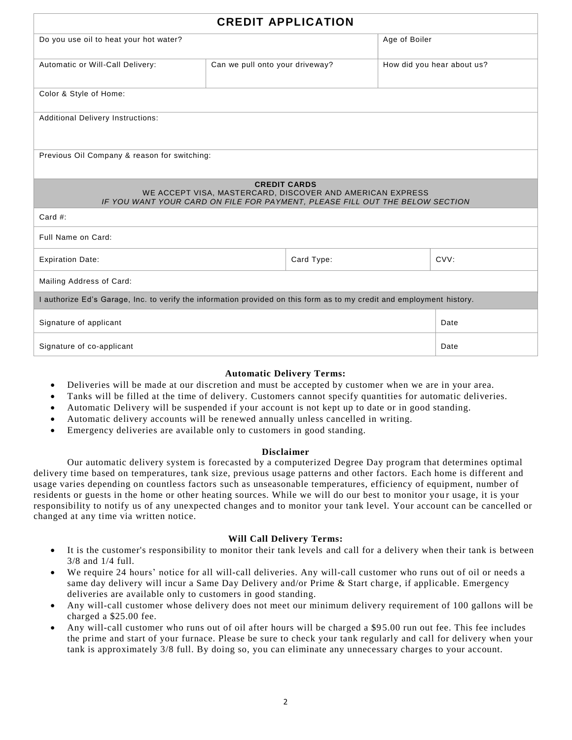# CREDIT APPLICATION

| | | |
|---|---|---|
| Do you use oil to heat your hot water? | | Age of Boiler |
| Automatic or Will-Call Delivery: | Can we pull onto your driveway? | How did you hear about us? |
| Color & Style of Home: | | |
| Additional Delivery Instructions: | | |
| Previous Oil Company & reason for switching: | | |

**CREDIT CARDS**
WE ACCEPT VISA, MASTERCARD, DISCOVER AND AMERICAN EXPRESS
*IF YOU WANT YOUR CARD ON FILE FOR PAYMENT, PLEASE FILL OUT THE BELOW SECTION*

| | | |
|---|---|---|
| Card #: | | |
| Full Name on Card: | | |
| Expiration Date: | Card Type: | CVV: |
| Mailing Address of Card: | | |

I authorize Ed's Garage, Inc. to verify the information provided on this form as to my credit and employment history.

| | |
|---|---|
| Signature of applicant | Date |
| Signature of co-applicant | Date |

**Automatic Delivery Terms:**

- Deliveries will be made at our discretion and must be accepted by customer when we are in your area.
- Tanks will be filled at the time of delivery. Customers cannot specify quantities for automatic deliveries.
- Automatic Delivery will be suspended if your account is not kept up to date or in good standing.
- Automatic delivery accounts will be renewed annually unless cancelled in writing.
- Emergency deliveries are available only to customers in good standing.

**Disclaimer**

Our automatic delivery system is forecasted by a computerized Degree Day program that determines optimal delivery time based on temperatures, tank size, previous usage patterns and other factors. Each home is different and usage varies depending on countless factors such as unseasonable temperatures, efficiency of equipment, number of residents or guests in the home or other heating sources. While we will do our best to monitor your usage, it is your responsibility to notify us of any unexpected changes and to monitor your tank level. Your account can be cancelled or changed at any time via written notice.

**Will Call Delivery Terms:**

- It is the customer's responsibility to monitor their tank levels and call for a delivery when their tank is between 3/8 and 1/4 full.
- We require 24 hours' notice for all will-call deliveries. Any will-call customer who runs out of oil or needs a same day delivery will incur a Same Day Delivery and/or Prime & Start charge, if applicable. Emergency deliveries are available only to customers in good standing.
- Any will-call customer whose delivery does not meet our minimum delivery requirement of 100 gallons will be charged a $25.00 fee.
- Any will-call customer who runs out of oil after hours will be charged a $95.00 run out fee. This fee includes the prime and start of your furnace. Please be sure to check your tank regularly and call for delivery when your tank is approximately 3/8 full. By doing so, you can eliminate any unnecessary charges to your account.